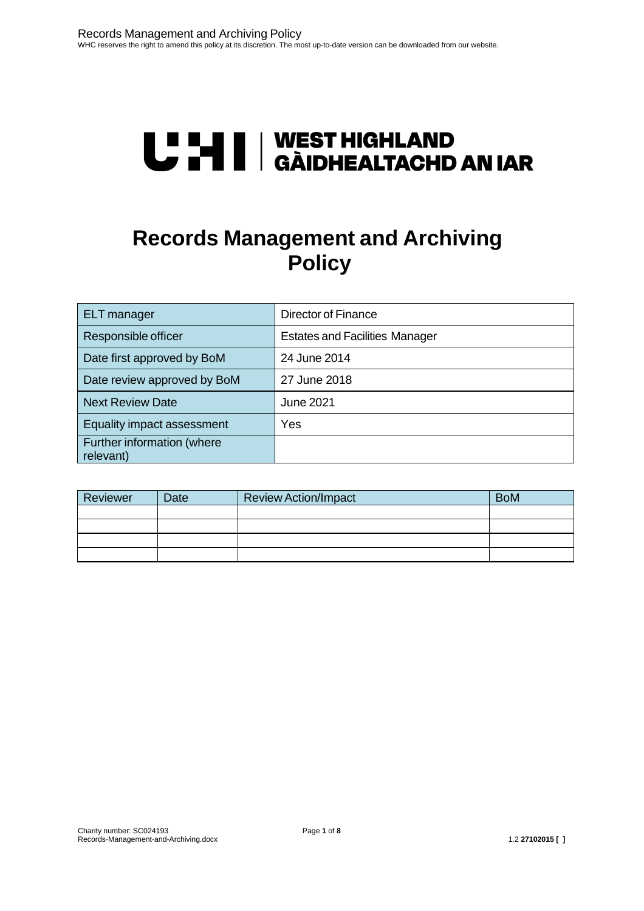# Records Management and Archiving Policy

| ELT manager | Director of Finance |
|---|---|
| Responsible officer | Estates and Facilities Manager |
| Date first approved by BoM | 24 June 2014 |
| Date review approved by BoM | 27 June 2018 |
| Next Review Date | June 2021 |
| Equality impact assessment | Yes |
| Further information (where relevant) | |

| Reviewer | Date | Review Action/Impact | BoM |
|---|---|---|---|
| | | | |
| | | | |
| | | | |
| | | | |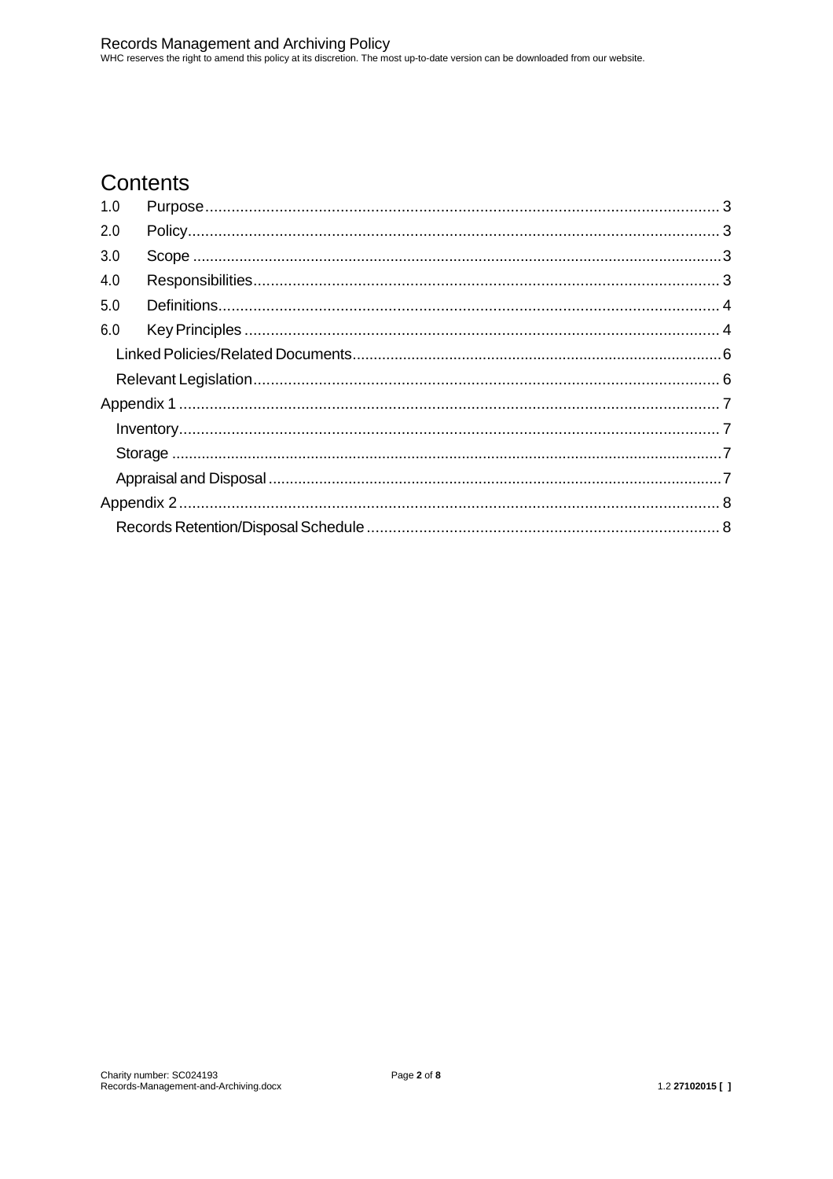# Contents

1.0 Purpose ........ 3
2.0 Policy ........ 3
3.0 Scope ........ 3
4.0 Responsibilities ........ 3
5.0 Definitions ........ 4
6.0 Key Principles ........ 4
  Linked Policies/Related Documents ........ 6
  Relevant Legislation ........ 6
Appendix 1 ........ 7
  Inventory ........ 7
  Storage ........ 7
  Appraisal and Disposal ........ 7
Appendix 2 ........ 8
  Records Retention/Disposal Schedule ........ 8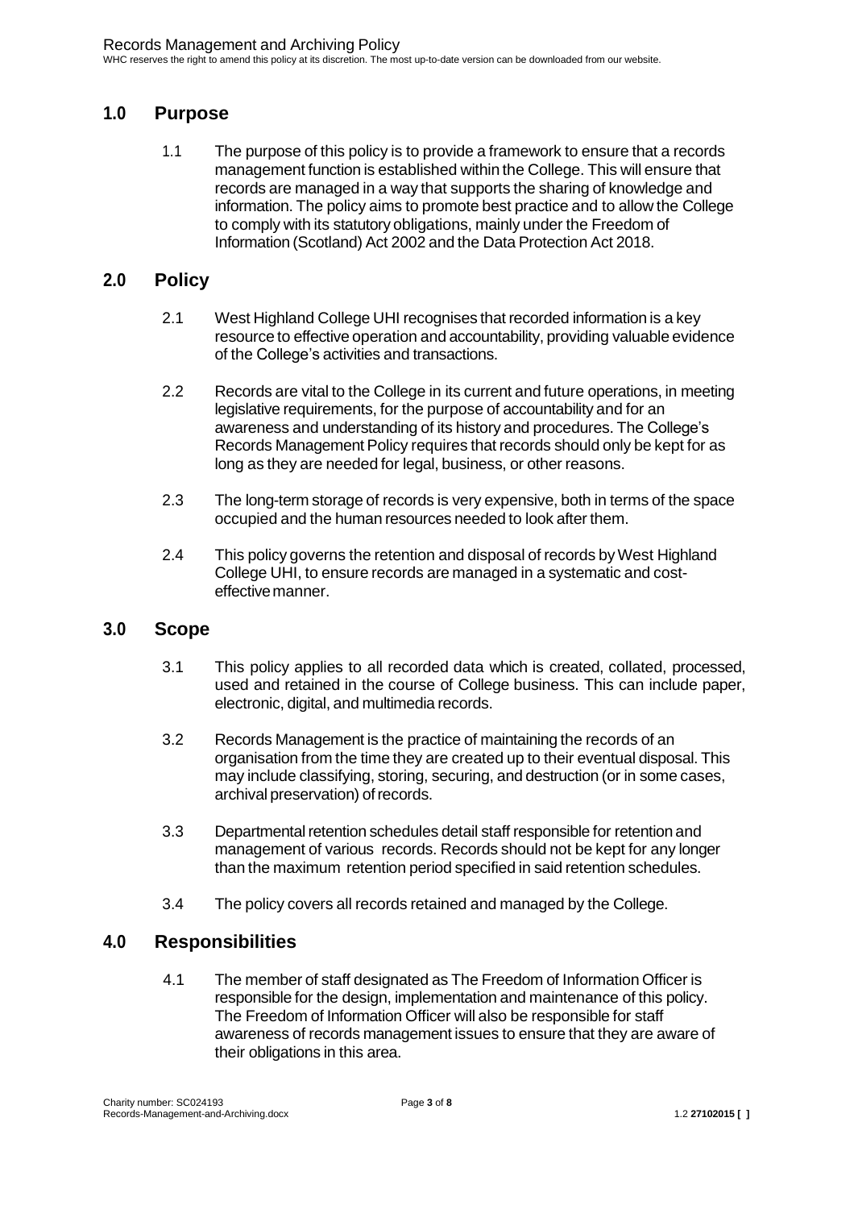## 1.0 Purpose

1.1 The purpose of this policy is to provide a framework to ensure that a records management function is established within the College. This will ensure that records are managed in a way that supports the sharing of knowledge and information. The policy aims to promote best practice and to allow the College to comply with its statutory obligations, mainly under the Freedom of Information (Scotland) Act 2002 and the Data Protection Act 2018.

## 2.0 Policy

2.1 West Highland College UHI recognises that recorded information is a key resource to effective operation and accountability, providing valuable evidence of the College's activities and transactions.

2.2 Records are vital to the College in its current and future operations, in meeting legislative requirements, for the purpose of accountability and for an awareness and understanding of its history and procedures. The College's Records Management Policy requires that records should only be kept for as long as they are needed for legal, business, or other reasons.

2.3 The long-term storage of records is very expensive, both in terms of the space occupied and the human resources needed to look after them.

2.4 This policy governs the retention and disposal of records by West Highland College UHI, to ensure records are managed in a systematic and cost-effective manner.

## 3.0 Scope

3.1 This policy applies to all recorded data which is created, collated, processed, used and retained in the course of College business. This can include paper, electronic, digital, and multimedia records.

3.2 Records Management is the practice of maintaining the records of an organisation from the time they are created up to their eventual disposal. This may include classifying, storing, securing, and destruction (or in some cases, archival preservation) of records.

3.3 Departmental retention schedules detail staff responsible for retention and management of various records. Records should not be kept for any longer than the maximum retention period specified in said retention schedules.

3.4 The policy covers all records retained and managed by the College.

## 4.0 Responsibilities

4.1 The member of staff designated as The Freedom of Information Officer is responsible for the design, implementation and maintenance of this policy. The Freedom of Information Officer will also be responsible for staff awareness of records management issues to ensure that they are aware of their obligations in this area.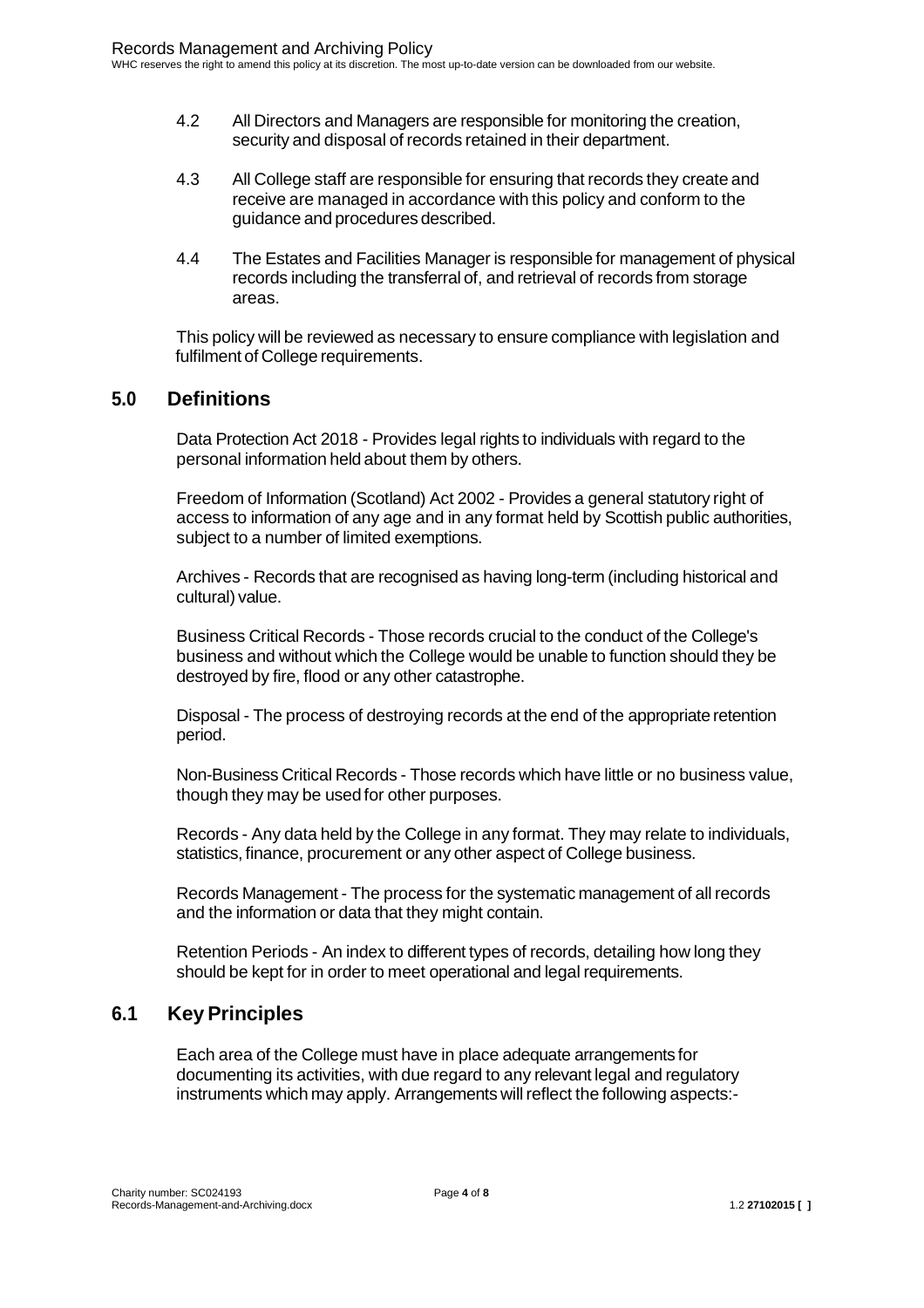4.2 All Directors and Managers are responsible for monitoring the creation, security and disposal of records retained in their department.

4.3 All College staff are responsible for ensuring that records they create and receive are managed in accordance with this policy and conform to the guidance and procedures described.

4.4 The Estates and Facilities Manager is responsible for management of physical records including the transferral of, and retrieval of records from storage areas.

This policy will be reviewed as necessary to ensure compliance with legislation and fulfilment of College requirements.

## 5.0 Definitions

Data Protection Act 2018 - Provides legal rights to individuals with regard to the personal information held about them by others.

Freedom of Information (Scotland) Act 2002 - Provides a general statutory right of access to information of any age and in any format held by Scottish public authorities, subject to a number of limited exemptions.

Archives - Records that are recognised as having long-term (including historical and cultural) value.

Business Critical Records - Those records crucial to the conduct of the College's business and without which the College would be unable to function should they be destroyed by fire, flood or any other catastrophe.

Disposal - The process of destroying records at the end of the appropriate retention period.

Non-Business Critical Records - Those records which have little or no business value, though they may be used for other purposes.

Records - Any data held by the College in any format. They may relate to individuals, statistics, finance, procurement or any other aspect of College business.

Records Management - The process for the systematic management of all records and the information or data that they might contain.

Retention Periods - An index to different types of records, detailing how long they should be kept for in order to meet operational and legal requirements.

## 6.1 Key Principles

Each area of the College must have in place adequate arrangements for documenting its activities, with due regard to any relevant legal and regulatory instruments which may apply. Arrangements will reflect the following aspects:-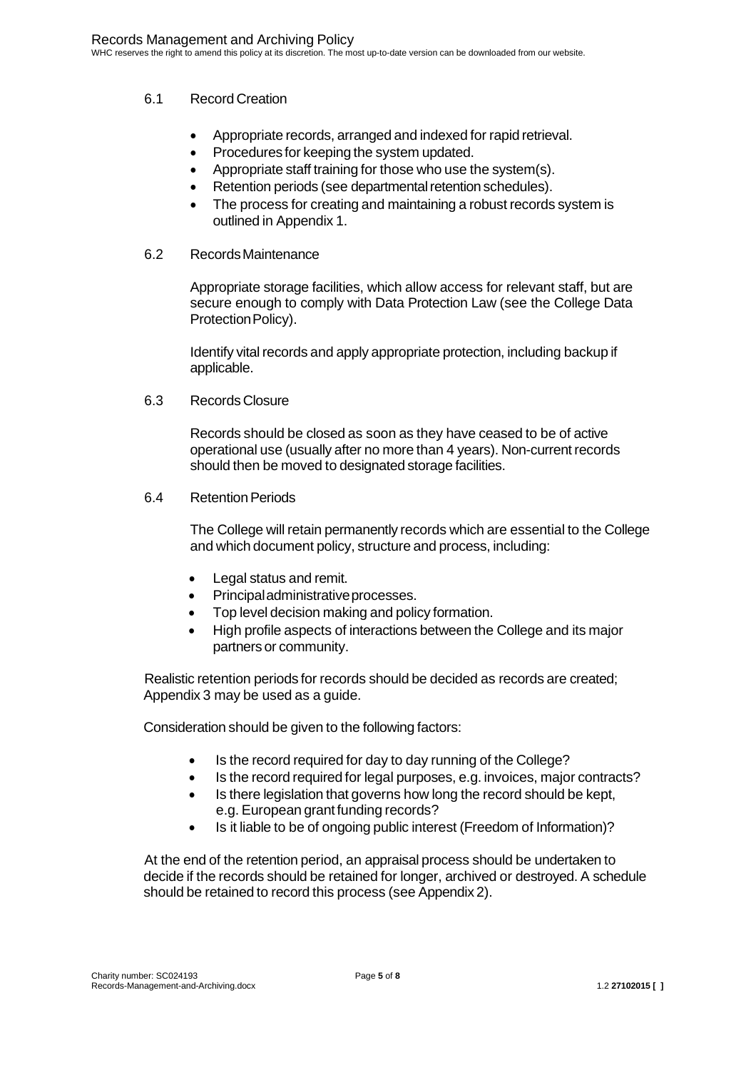### 6.1 Record Creation

- Appropriate records, arranged and indexed for rapid retrieval.
- Procedures for keeping the system updated.
- Appropriate staff training for those who use the system(s).
- Retention periods (see departmental retention schedules).
- The process for creating and maintaining a robust records system is outlined in Appendix 1.

### 6.2 Records Maintenance

Appropriate storage facilities, which allow access for relevant staff, but are secure enough to comply with Data Protection Law (see the College Data Protection Policy).

Identify vital records and apply appropriate protection, including backup if applicable.

### 6.3 Records Closure

Records should be closed as soon as they have ceased to be of active operational use (usually after no more than 4 years). Non-current records should then be moved to designated storage facilities.

### 6.4 Retention Periods

The College will retain permanently records which are essential to the College and which document policy, structure and process, including:

- Legal status and remit.
- Principal administrative processes.
- Top level decision making and policy formation.
- High profile aspects of interactions between the College and its major partners or community.

Realistic retention periods for records should be decided as records are created; Appendix 3 may be used as a guide.

Consideration should be given to the following factors:

- Is the record required for day to day running of the College?
- Is the record required for legal purposes, e.g. invoices, major contracts?
- Is there legislation that governs how long the record should be kept, e.g. European grant funding records?
- Is it liable to be of ongoing public interest (Freedom of Information)?

At the end of the retention period, an appraisal process should be undertaken to decide if the records should be retained for longer, archived or destroyed. A schedule should be retained to record this process (see Appendix 2).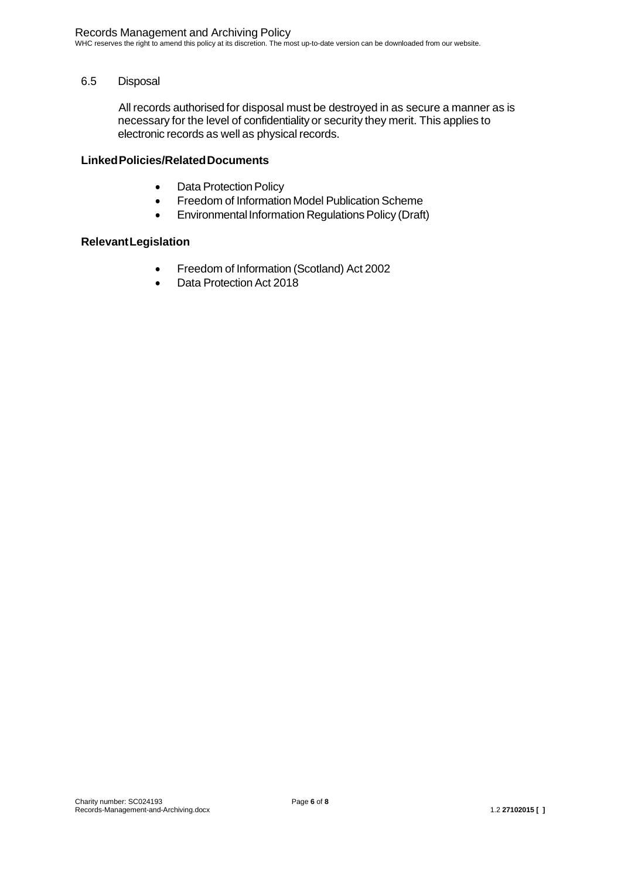### 6.5 Disposal

All records authorised for disposal must be destroyed in as secure a manner as is necessary for the level of confidentiality or security they merit. This applies to electronic records as well as physical records.

## Linked Policies/Related Documents

- Data Protection Policy
- Freedom of Information Model Publication Scheme
- Environmental Information Regulations Policy (Draft)

## Relevant Legislation

- Freedom of Information (Scotland) Act 2002
- Data Protection Act 2018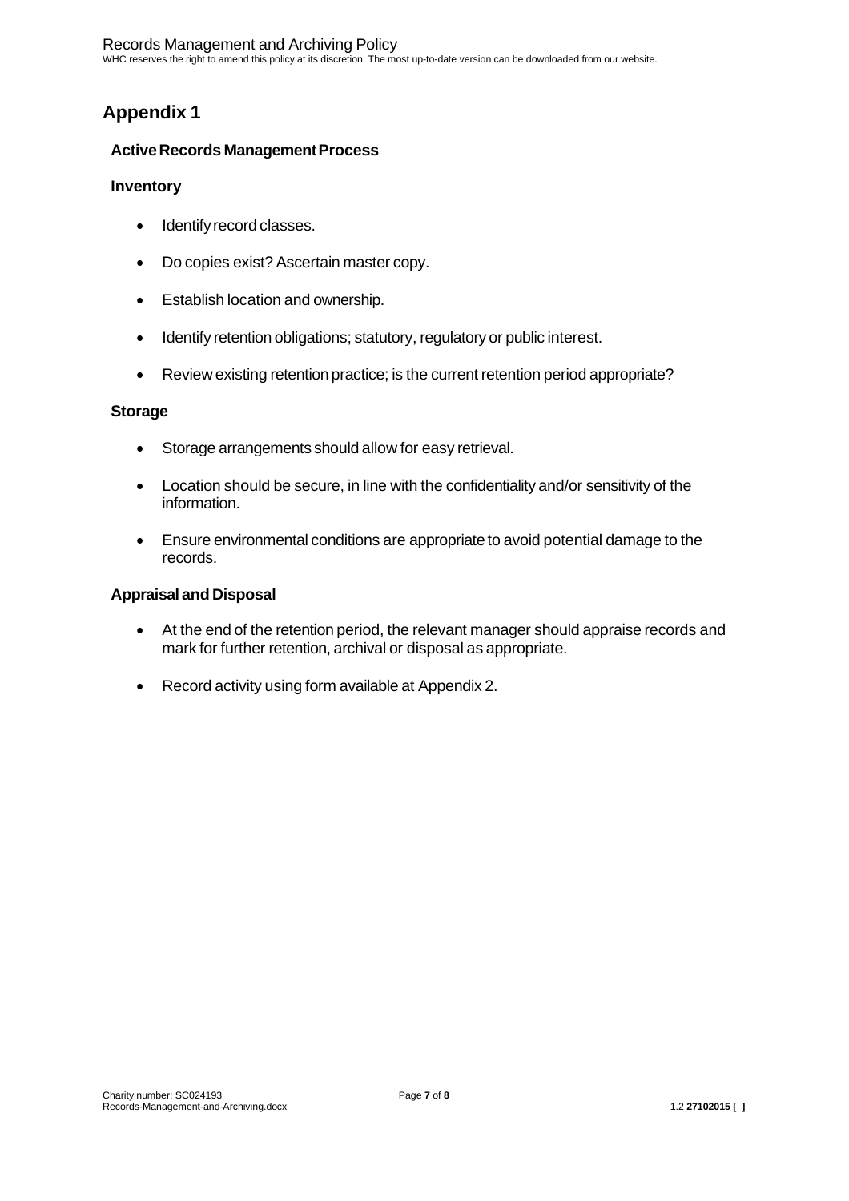# Appendix 1

### Active Records Management Process

### Inventory

- Identify record classes.
- Do copies exist? Ascertain master copy.
- Establish location and ownership.
- Identify retention obligations; statutory, regulatory or public interest.
- Review existing retention practice; is the current retention period appropriate?

### Storage

- Storage arrangements should allow for easy retrieval.
- Location should be secure, in line with the confidentiality and/or sensitivity of the information.
- Ensure environmental conditions are appropriate to avoid potential damage to the records.

### Appraisal and Disposal

- At the end of the retention period, the relevant manager should appraise records and mark for further retention, archival or disposal as appropriate.
- Record activity using form available at Appendix 2.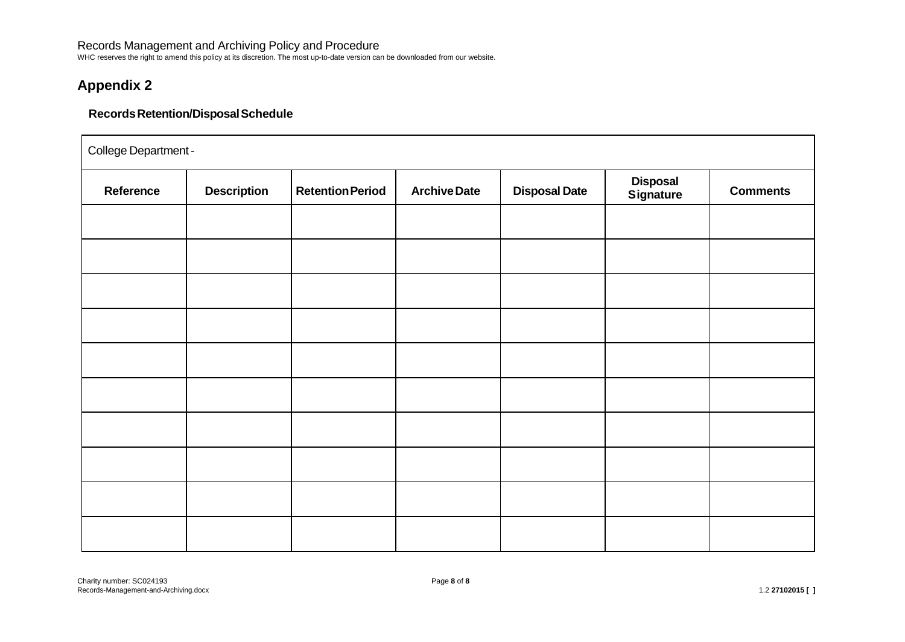## Appendix 2

### Records Retention/Disposal Schedule

| College Department - | | | | | | |
|---|---|---|---|---|---|---|
| **Reference** | **Description** | **Retention Period** | **Archive Date** | **Disposal Date** | **Disposal Signature** | **Comments** |
| | | | | | | |
| | | | | | | |
| | | | | | | |
| | | | | | | |
| | | | | | | |
| | | | | | | |
| | | | | | | |
| | | | | | | |
| | | | | | | |
| | | | | | | |